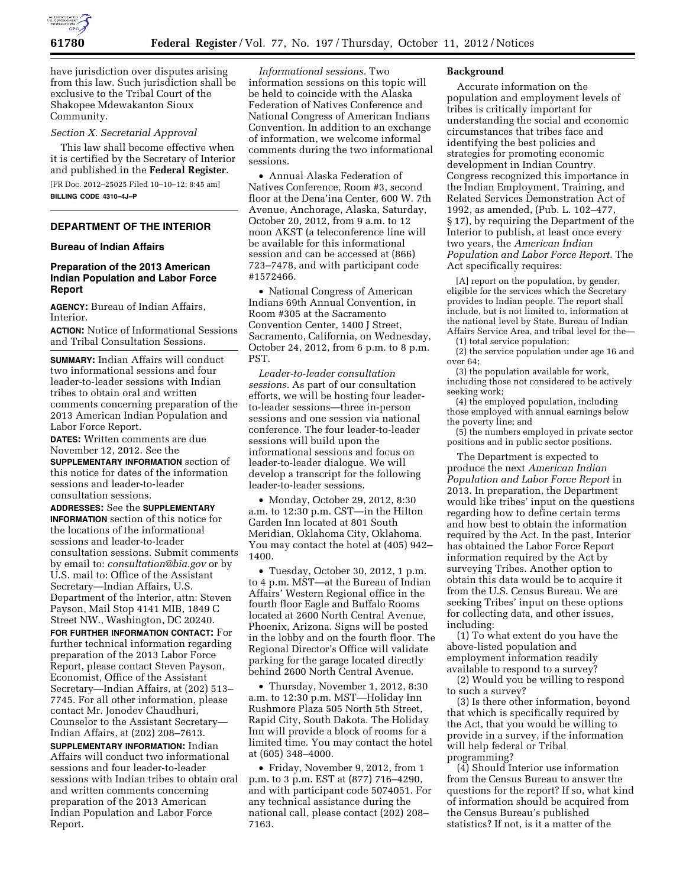have jurisdiction over disputes arising from this law. Such jurisdiction shall be exclusive to the Tribal Court of the Shakopee Mdewakanton Sioux Community.

*Section X. Secretarial Approval*

This law shall become effective when it is certified by the Secretary of Interior and published in the **Federal Register**.

[FR Doc. 2012–25025 Filed 10–10–12; 8:45 am]

**BILLING CODE 4310–4J–P**

## DEPARTMENT OF THE INTERIOR

### Bureau of Indian Affairs

### Preparation of the 2013 American Indian Population and Labor Force Report

**AGENCY:** Bureau of Indian Affairs, Interior.

**ACTION:** Notice of Informational Sessions and Tribal Consultation Sessions.

**SUMMARY:** Indian Affairs will conduct two informational sessions and four leader-to-leader sessions with Indian tribes to obtain oral and written comments concerning preparation of the 2013 American Indian Population and Labor Force Report.

**DATES:** Written comments are due November 12, 2012. See the **SUPPLEMENTARY INFORMATION** section of this notice for dates of the information sessions and leader-to-leader consultation sessions.

**ADDRESSES:** See the **SUPPLEMENTARY INFORMATION** section of this notice for the locations of the informational sessions and leader-to-leader consultation sessions. Submit comments by email to: *consultation@bia.gov* or by U.S. mail to: Office of the Assistant Secretary—Indian Affairs, U.S. Department of the Interior, attn: Steven Payson, Mail Stop 4141 MIB, 1849 C Street NW., Washington, DC 20240.

**FOR FURTHER INFORMATION CONTACT:** For further technical information regarding preparation of the 2013 Labor Force Report, please contact Steven Payson, Economist, Office of the Assistant Secretary—Indian Affairs, at (202) 513–7745. For all other information, please contact Mr. Jonodev Chaudhuri, Counselor to the Assistant Secretary—Indian Affairs, at (202) 208–7613.

**SUPPLEMENTARY INFORMATION:** Indian Affairs will conduct two informational sessions and four leader-to-leader sessions with Indian tribes to obtain oral and written comments concerning preparation of the 2013 American Indian Population and Labor Force Report.

*Informational sessions.* Two information sessions on this topic will be held to coincide with the Alaska Federation of Natives Conference and National Congress of American Indians Convention. In addition to an exchange of information, we welcome informal comments during the two informational sessions.

- Annual Alaska Federation of Natives Conference, Room #3, second floor at the Dena'ina Center, 600 W. 7th Avenue, Anchorage, Alaska, Saturday, October 20, 2012, from 9 a.m. to 12 noon AKST (a teleconference line will be available for this informational session and can be accessed at (866) 723–7478, and with participant code #1572466.
- National Congress of American Indians 69th Annual Convention, in Room #305 at the Sacramento Convention Center, 1400 J Street, Sacramento, California, on Wednesday, October 24, 2012, from 6 p.m. to 8 p.m. PST.

*Leader-to-leader consultation sessions.* As part of our consultation efforts, we will be hosting four leader-to-leader sessions—three in-person sessions and one session via national conference. The four leader-to-leader sessions will build upon the informational sessions and focus on leader-to-leader dialogue. We will develop a transcript for the following leader-to-leader sessions.

- Monday, October 29, 2012, 8:30 a.m. to 12:30 p.m. CST—in the Hilton Garden Inn located at 801 South Meridian, Oklahoma City, Oklahoma. You may contact the hotel at (405) 942–1400.
- Tuesday, October 30, 2012, 1 p.m. to 4 p.m. MST—at the Bureau of Indian Affairs' Western Regional office in the fourth floor Eagle and Buffalo Rooms located at 2600 North Central Avenue, Phoenix, Arizona. Signs will be posted in the lobby and on the fourth floor. The Regional Director's Office will validate parking for the garage located directly behind 2600 North Central Avenue.
- Thursday, November 1, 2012, 8:30 a.m. to 12:30 p.m. MST—Holiday Inn Rushmore Plaza 505 North 5th Street, Rapid City, South Dakota. The Holiday Inn will provide a block of rooms for a limited time. You may contact the hotel at (605) 348–4000.
- Friday, November 9, 2012, from 1 p.m. to 3 p.m. EST at (877) 716–4290, and with participant code 5074051. For any technical assistance during the national call, please contact (202) 208–7163.

**Background**

Accurate information on the population and employment levels of tribes is critically important for understanding the social and economic circumstances that tribes face and identifying the best policies and strategies for promoting economic development in Indian Country. Congress recognized this importance in the Indian Employment, Training, and Related Services Demonstration Act of 1992, as amended, (Pub. L. 102–477, § 17), by requiring the Department of the Interior to publish, at least once every two years, the *American Indian Population and Labor Force Report*. The Act specifically requires:

> [A] report on the population, by gender, eligible for the services which the Secretary provides to Indian people. The report shall include, but is not limited to, information at the national level by State, Bureau of Indian Affairs Service Area, and tribal level for the—
>
> (1) total service population;
>
> (2) the service population under age 16 and over 64;
>
> (3) the population available for work, including those not considered to be actively seeking work;
>
> (4) the employed population, including those employed with annual earnings below the poverty line; and
>
> (5) the numbers employed in private sector positions and in public sector positions.

The Department is expected to produce the next *American Indian Population and Labor Force Report* in 2013. In preparation, the Department would like tribes' input on the questions regarding how to define certain terms and how best to obtain the information required by the Act. In the past, Interior has obtained the Labor Force Report information required by the Act by surveying Tribes. Another option to obtain this data would be to acquire it from the U.S. Census Bureau. We are seeking Tribes' input on these options for collecting data, and other issues, including:

(1) To what extent do you have the above-listed population and employment information readily available to respond to a survey?

(2) Would you be willing to respond to such a survey?

(3) Is there other information, beyond that which is specifically required by the Act, that you would be willing to provide in a survey, if the information will help federal or Tribal programming?

(4) Should Interior use information from the Census Bureau to answer the questions for the report? If so, what kind of information should be acquired from the Census Bureau's published statistics? If not, is it a matter of the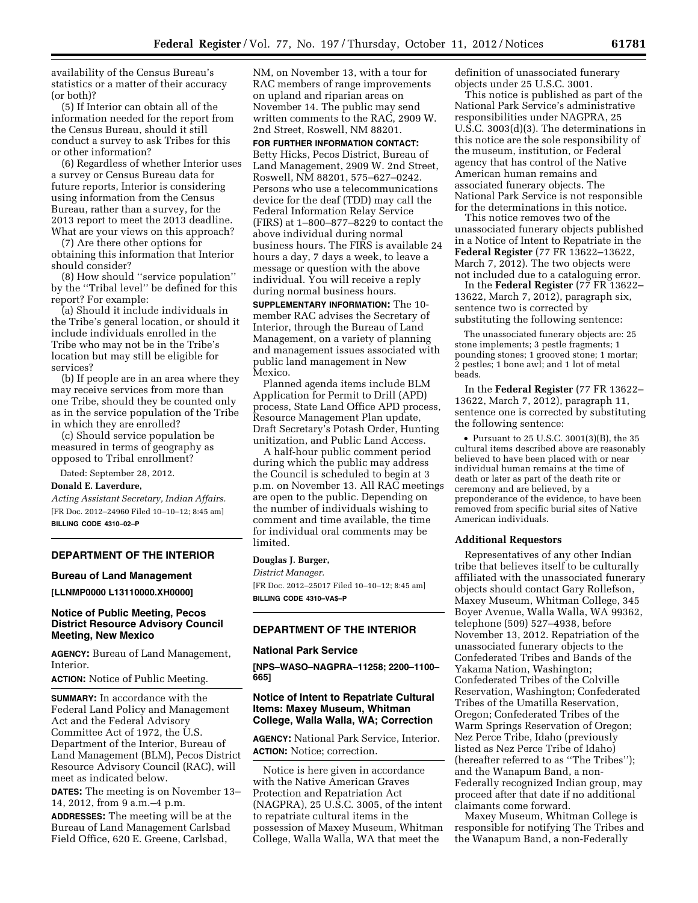availability of the Census Bureau's statistics or a matter of their accuracy (or both)?

(5) If Interior can obtain all of the information needed for the report from the Census Bureau, should it still conduct a survey to ask Tribes for this or other information?

(6) Regardless of whether Interior uses a survey or Census Bureau data for future reports, Interior is considering using information from the Census Bureau, rather than a survey, for the 2013 report to meet the 2013 deadline. What are your views on this approach?

(7) Are there other options for obtaining this information that Interior should consider?

(8) How should ''service population'' by the ''Tribal level'' be defined for this report? For example:

(a) Should it include individuals in the Tribe's general location, or should it include individuals enrolled in the Tribe who may not be in the Tribe's location but may still be eligible for services?

(b) If people are in an area where they may receive services from more than one Tribe, should they be counted only as in the service population of the Tribe in which they are enrolled?

(c) Should service population be measured in terms of geography as opposed to Tribal enrollment?

Dated: September 28, 2012.

**Donald E. Laverdure,**

*Acting Assistant Secretary, Indian Affairs.*

[FR Doc. 2012–24960 Filed 10–10–12; 8:45 am]

**BILLING CODE 4310–02–P**

## DEPARTMENT OF THE INTERIOR

### Bureau of Land Management

**[LLNMP0000 L13110000.XH0000]**

### Notice of Public Meeting, Pecos District Resource Advisory Council Meeting, New Mexico

**AGENCY:** Bureau of Land Management, Interior.

**ACTION:** Notice of Public Meeting.

**SUMMARY:** In accordance with the Federal Land Policy and Management Act and the Federal Advisory Committee Act of 1972, the U.S. Department of the Interior, Bureau of Land Management (BLM), Pecos District Resource Advisory Council (RAC), will meet as indicated below.

**DATES:** The meeting is on November 13–14, 2012, from 9 a.m.–4 p.m.

**ADDRESSES:** The meeting will be at the Bureau of Land Management Carlsbad Field Office, 620 E. Greene, Carlsbad, NM, on November 13, with a tour for RAC members of range improvements on upland and riparian areas on November 14. The public may send written comments to the RAC, 2909 W. 2nd Street, Roswell, NM 88201.

**FOR FURTHER INFORMATION CONTACT:** Betty Hicks, Pecos District, Bureau of Land Management, 2909 W. 2nd Street, Roswell, NM 88201, 575–627–0242. Persons who use a telecommunications device for the deaf (TDD) may call the Federal Information Relay Service (FIRS) at 1–800–877–8229 to contact the above individual during normal business hours. The FIRS is available 24 hours a day, 7 days a week, to leave a message or question with the above individual. You will receive a reply during normal business hours.

**SUPPLEMENTARY INFORMATION:** The 10-member RAC advises the Secretary of Interior, through the Bureau of Land Management, on a variety of planning and management issues associated with public land management in New Mexico.

Planned agenda items include BLM Application for Permit to Drill (APD) process, State Land Office APD process, Resource Management Plan update, Draft Secretary's Potash Order, Hunting unitization, and Public Land Access.

A half-hour public comment period during which the public may address the Council is scheduled to begin at 3 p.m. on November 13. All RAC meetings are open to the public. Depending on the number of individuals wishing to comment and time available, the time for individual oral comments may be limited.

**Douglas J. Burger,**

*District Manager.*

[FR Doc. 2012–25017 Filed 10–10–12; 8:45 am]

**BILLING CODE 4310–VA$–P**

## DEPARTMENT OF THE INTERIOR

### National Park Service

**[NPS–WASO–NAGPRA–11258; 2200–1100–665]**

### Notice of Intent to Repatriate Cultural Items: Maxey Museum, Whitman College, Walla Walla, WA; Correction

**AGENCY:** National Park Service, Interior.

**ACTION:** Notice; correction.

Notice is here given in accordance with the Native American Graves Protection and Repatriation Act (NAGPRA), 25 U.S.C. 3005, of the intent to repatriate cultural items in the possession of Maxey Museum, Whitman College, Walla Walla, WA that meet the definition of unassociated funerary objects under 25 U.S.C. 3001.

This notice is published as part of the National Park Service's administrative responsibilities under NAGPRA, 25 U.S.C. 3003(d)(3). The determinations in this notice are the sole responsibility of the museum, institution, or Federal agency that has control of the Native American human remains and associated funerary objects. The National Park Service is not responsible for the determinations in this notice.

This notice removes two of the unassociated funerary objects published in a Notice of Intent to Repatriate in the **Federal Register** (77 FR 13622–13622, March 7, 2012). The two objects were not included due to a cataloguing error.

In the **Federal Register** (77 FR 13622–13622, March 7, 2012), paragraph six, sentence two is corrected by substituting the following sentence:

> The unassociated funerary objects are: 25 stone implements; 3 pestle fragments; 1 pounding stones; 1 grooved stone; 1 mortar; 2 pestles; 1 bone awl; and 1 lot of metal beads.

In the **Federal Register** (77 FR 13622–13622, March 7, 2012), paragraph 11, sentence one is corrected by substituting the following sentence:

> • Pursuant to 25 U.S.C. 3001(3)(B), the 35 cultural items described above are reasonably believed to have been placed with or near individual human remains at the time of death or later as part of the death rite or ceremony and are believed, by a preponderance of the evidence, to have been removed from specific burial sites of Native American individuals.

#### Additional Requestors

Representatives of any other Indian tribe that believes itself to be culturally affiliated with the unassociated funerary objects should contact Gary Rollefson, Maxey Museum, Whitman College, 345 Boyer Avenue, Walla Walla, WA 99362, telephone (509) 527–4938, before November 13, 2012. Repatriation of the unassociated funerary objects to the Confederated Tribes and Bands of the Yakama Nation, Washington; Confederated Tribes of the Colville Reservation, Washington; Confederated Tribes of the Umatilla Reservation, Oregon; Confederated Tribes of the Warm Springs Reservation of Oregon; Nez Perce Tribe, Idaho (previously listed as Nez Perce Tribe of Idaho) (hereafter referred to as ''The Tribes''); and the Wanapum Band, a non-Federally recognized Indian group, may proceed after that date if no additional claimants come forward.

Maxey Museum, Whitman College is responsible for notifying The Tribes and the Wanapum Band, a non-Federally